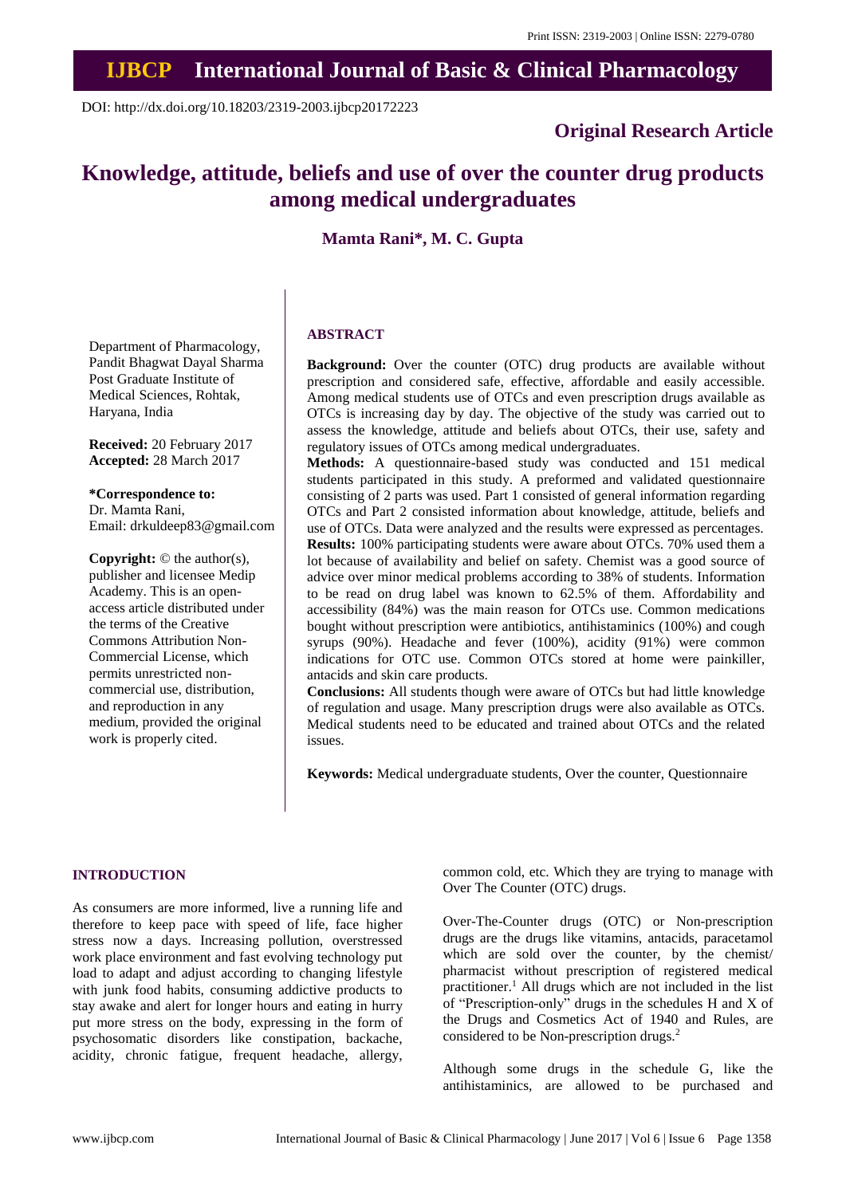Print ISSN: 2319-2003 | Online ISSN: 2279-0780

# IJBCP International Journal of Basic & Clinical Pharmacology

DOI: http://dx.doi.org/10.18203/2319-2003.ijbcp20172223

**Original Research Article**

# Knowledge, attitude, beliefs and use of over the counter drug products among medical undergraduates

**Mamta Rani\*, M. C. Gupta**

Department of Pharmacology, Pandit Bhagwat Dayal Sharma Post Graduate Institute of Medical Sciences, Rohtak, Haryana, India

**Received:** 20 February 2017
**Accepted:** 28 March 2017

**\*Correspondence to:**
Dr. Mamta Rani,
Email: drkuldeep83@gmail.com

**Copyright:** © the author(s), publisher and licensee Medip Academy. This is an open-access article distributed under the terms of the Creative Commons Attribution Non-Commercial License, which permits unrestricted non-commercial use, distribution, and reproduction in any medium, provided the original work is properly cited.

## ABSTRACT

**Background:** Over the counter (OTC) drug products are available without prescription and considered safe, effective, affordable and easily accessible. Among medical students use of OTCs and even prescription drugs available as OTCs is increasing day by day. The objective of the study was carried out to assess the knowledge, attitude and beliefs about OTCs, their use, safety and regulatory issues of OTCs among medical undergraduates.

**Methods:** A questionnaire-based study was conducted and 151 medical students participated in this study. A preformed and validated questionnaire consisting of 2 parts was used. Part 1 consisted of general information regarding OTCs and Part 2 consisted information about knowledge, attitude, beliefs and use of OTCs. Data were analyzed and the results were expressed as percentages.

**Results:** 100% participating students were aware about OTCs. 70% used them a lot because of availability and belief on safety. Chemist was a good source of advice over minor medical problems according to 38% of students. Information to be read on drug label was known to 62.5% of them. Affordability and accessibility (84%) was the main reason for OTCs use. Common medications bought without prescription were antibiotics, antihistaminics (100%) and cough syrups (90%). Headache and fever (100%), acidity (91%) were common indications for OTC use. Common OTCs stored at home were painkiller, antacids and skin care products.

**Conclusions:** All students though were aware of OTCs but had little knowledge of regulation and usage. Many prescription drugs were also available as OTCs. Medical students need to be educated and trained about OTCs and the related issues.

**Keywords:** Medical undergraduate students, Over the counter, Questionnaire

## INTRODUCTION

As consumers are more informed, live a running life and therefore to keep pace with speed of life, face higher stress now a days. Increasing pollution, overstressed work place environment and fast evolving technology put load to adapt and adjust according to changing lifestyle with junk food habits, consuming addictive products to stay awake and alert for longer hours and eating in hurry put more stress on the body, expressing in the form of psychosomatic disorders like constipation, backache, acidity, chronic fatigue, frequent headache, allergy, common cold, etc. Which they are trying to manage with Over The Counter (OTC) drugs.

Over-The-Counter drugs (OTC) or Non-prescription drugs are the drugs like vitamins, antacids, paracetamol which are sold over the counter, by the chemist/pharmacist without prescription of registered medical practitioner.[1] All drugs which are not included in the list of "Prescription-only" drugs in the schedules H and X of the Drugs and Cosmetics Act of 1940 and Rules, are considered to be Non-prescription drugs.[2]

Although some drugs in the schedule G, like the antihistaminics, are allowed to be purchased and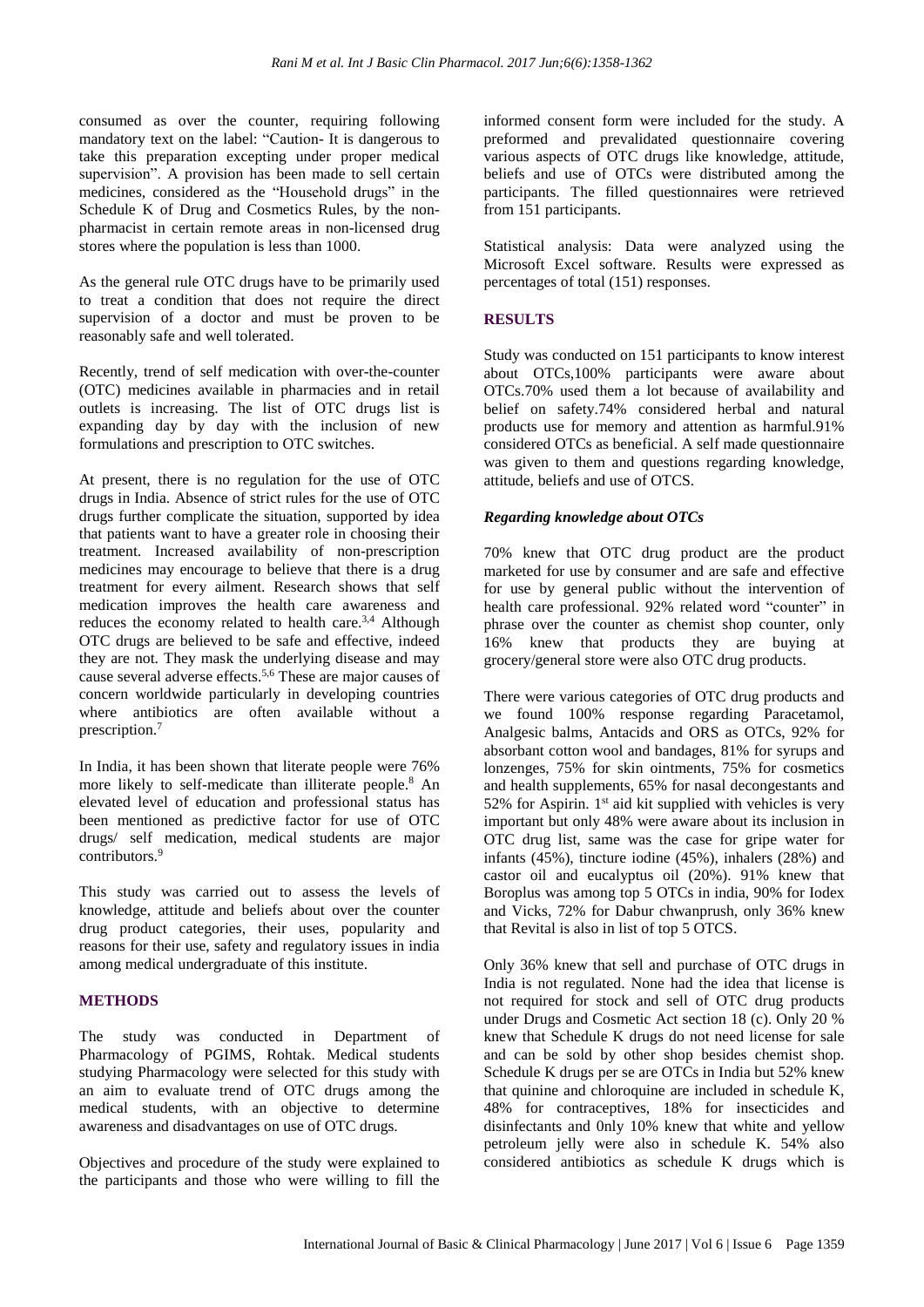consumed as over the counter, requiring following mandatory text on the label: "Caution- It is dangerous to take this preparation excepting under proper medical supervision". A provision has been made to sell certain medicines, considered as the "Household drugs" in the Schedule K of Drug and Cosmetics Rules, by the non-pharmacist in certain remote areas in non-licensed drug stores where the population is less than 1000.

As the general rule OTC drugs have to be primarily used to treat a condition that does not require the direct supervision of a doctor and must be proven to be reasonably safe and well tolerated.

Recently, trend of self medication with over-the-counter (OTC) medicines available in pharmacies and in retail outlets is increasing. The list of OTC drugs list is expanding day by day with the inclusion of new formulations and prescription to OTC switches.

At present, there is no regulation for the use of OTC drugs in India. Absence of strict rules for the use of OTC drugs further complicate the situation, supported by idea that patients want to have a greater role in choosing their treatment. Increased availability of non-prescription medicines may encourage to believe that there is a drug treatment for every ailment. Research shows that self medication improves the health care awareness and reduces the economy related to health care.[3,4] Although OTC drugs are believed to be safe and effective, indeed they are not. They mask the underlying disease and may cause several adverse effects.[5,6] These are major causes of concern worldwide particularly in developing countries where antibiotics are often available without a prescription.[7]

In India, it has been shown that literate people were 76% more likely to self-medicate than illiterate people.[8] An elevated level of education and professional status has been mentioned as predictive factor for use of OTC drugs/ self medication, medical students are major contributors.[9]

This study was carried out to assess the levels of knowledge, attitude and beliefs about over the counter drug product categories, their uses, popularity and reasons for their use, safety and regulatory issues in india among medical undergraduate of this institute.

## METHODS

The study was conducted in Department of Pharmacology of PGIMS, Rohtak. Medical students studying Pharmacology were selected for this study with an aim to evaluate trend of OTC drugs among the medical students, with an objective to determine awareness and disadvantages on use of OTC drugs.

Objectives and procedure of the study were explained to the participants and those who were willing to fill the informed consent form were included for the study. A preformed and prevalidated questionnaire covering various aspects of OTC drugs like knowledge, attitude, beliefs and use of OTCs were distributed among the participants. The filled questionnaires were retrieved from 151 participants.

Statistical analysis: Data were analyzed using the Microsoft Excel software. Results were expressed as percentages of total (151) responses.

## RESULTS

Study was conducted on 151 participants to know interest about OTCs,100% participants were aware about OTCs.70% used them a lot because of availability and belief on safety.74% considered herbal and natural products use for memory and attention as harmful.91% considered OTCs as beneficial. A self made questionnaire was given to them and questions regarding knowledge, attitude, beliefs and use of OTCS.

### *Regarding knowledge about OTCs*

70% knew that OTC drug product are the product marketed for use by consumer and are safe and effective for use by general public without the intervention of health care professional. 92% related word "counter" in phrase over the counter as chemist shop counter, only 16% knew that products they are buying at grocery/general store were also OTC drug products.

There were various categories of OTC drug products and we found 100% response regarding Paracetamol, Analgesic balms, Antacids and ORS as OTCs, 92% for absorbant cotton wool and bandages, 81% for syrups and lonzenges, 75% for skin ointments, 75% for cosmetics and health supplements, 65% for nasal decongestants and 52% for Aspirin. 1st aid kit supplied with vehicles is very important but only 48% were aware about its inclusion in OTC drug list, same was the case for gripe water for infants (45%), tincture iodine (45%), inhalers (28%) and castor oil and eucalyptus oil (20%). 91% knew that Boroplus was among top 5 OTCs in india, 90% for Iodex and Vicks, 72% for Dabur chwanprush, only 36% knew that Revital is also in list of top 5 OTCS.

Only 36% knew that sell and purchase of OTC drugs in India is not regulated. None had the idea that license is not required for stock and sell of OTC drug products under Drugs and Cosmetic Act section 18 (c). Only 20 % knew that Schedule K drugs do not need license for sale and can be sold by other shop besides chemist shop. Schedule K drugs per se are OTCs in India but 52% knew that quinine and chloroquine are included in schedule K, 48% for contraceptives, 18% for insecticides and disinfectants and 0nly 10% knew that white and yellow petroleum jelly were also in schedule K. 54% also considered antibiotics as schedule K drugs which is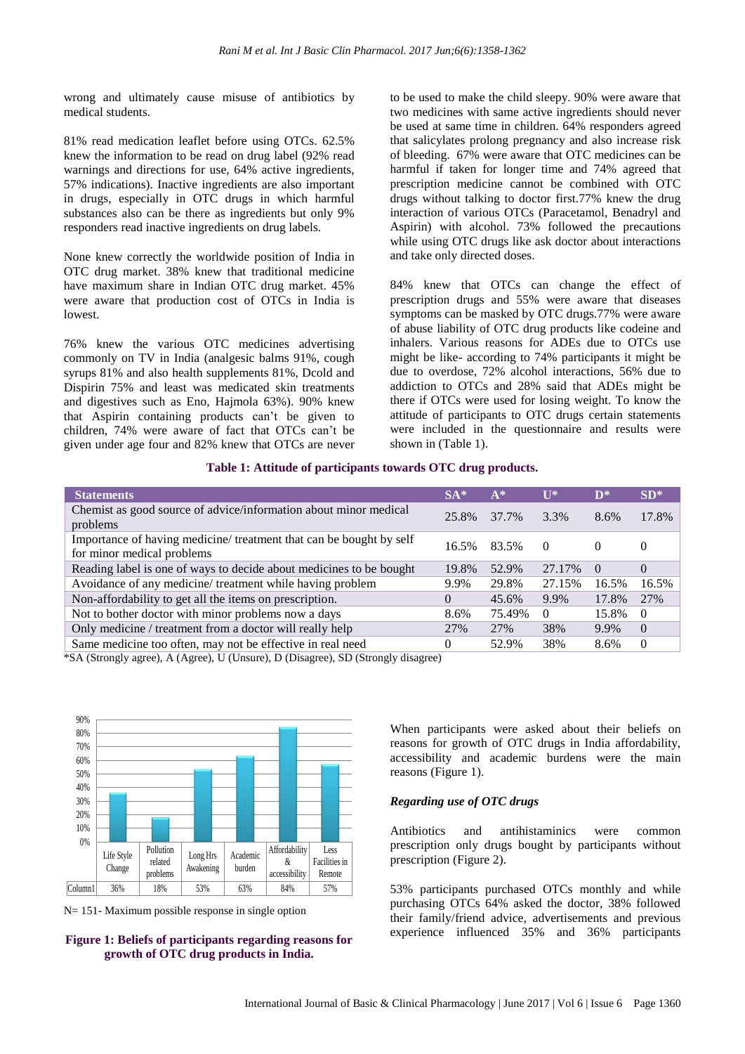wrong and ultimately cause misuse of antibiotics by medical students.

81% read medication leaflet before using OTCs. 62.5% knew the information to be read on drug label (92% read warnings and directions for use, 64% active ingredients, 57% indications). Inactive ingredients are also important in drugs, especially in OTC drugs in which harmful substances also can be there as ingredients but only 9% responders read inactive ingredients on drug labels.

None knew correctly the worldwide position of India in OTC drug market. 38% knew that traditional medicine have maximum share in Indian OTC drug market. 45% were aware that production cost of OTCs in India is lowest.

76% knew the various OTC medicines advertising commonly on TV in India (analgesic balms 91%, cough syrups 81% and also health supplements 81%, Dcold and Dispirin 75% and least was medicated skin treatments and digestives such as Eno, Hajmola 63%). 90% knew that Aspirin containing products can't be given to children, 74% were aware of fact that OTCs can't be given under age four and 82% knew that OTCs are never to be used to make the child sleepy. 90% were aware that two medicines with same active ingredients should never be used at same time in children. 64% responders agreed that salicylates prolong pregnancy and also increase risk of bleeding. 67% were aware that OTC medicines can be harmful if taken for longer time and 74% agreed that prescription medicine cannot be combined with OTC drugs without talking to doctor first.77% knew the drug interaction of various OTCs (Paracetamol, Benadryl and Aspirin) with alcohol. 73% followed the precautions while using OTC drugs like ask doctor about interactions and take only directed doses.

84% knew that OTCs can change the effect of prescription drugs and 55% were aware that diseases symptoms can be masked by OTC drugs.77% were aware of abuse liability of OTC drug products like codeine and inhalers. Various reasons for ADEs due to OTCs use might be like- according to 74% participants it might be due to overdose, 72% alcohol interactions, 56% due to addiction to OTCs and 28% said that ADEs might be there if OTCs were used for losing weight. To know the attitude of participants to OTC drugs certain statements were included in the questionnaire and results were shown in (Table 1).

**Table 1: Attitude of participants towards OTC drug products.**

| Statements | SA* | A* | U* | D* | SD* |
|---|---|---|---|---|---|
| Chemist as good source of advice/information about minor medical problems | 25.8% | 37.7% | 3.3% | 8.6% | 17.8% |
| Importance of having medicine/ treatment that can be bought by self for minor medical problems | 16.5% | 83.5% | 0 | 0 | 0 |
| Reading label is one of ways to decide about medicines to be bought | 19.8% | 52.9% | 27.17% | 0 | 0 |
| Avoidance of any medicine/ treatment while having problem | 9.9% | 29.8% | 27.15% | 16.5% | 16.5% |
| Non-affordability to get all the items on prescription. | 0 | 45.6% | 9.9% | 17.8% | 27% |
| Not to bother doctor with minor problems now a days | 8.6% | 75.49% | 0 | 15.8% | 0 |
| Only medicine / treatment from a doctor will really help | 27% | 27% | 38% | 9.9% | 0 |
| Same medicine too often, may not be effective in real need | 0 | 52.9% | 38% | 8.6% | 0 |

*SA (Strongly agree), A (Agree), U (Unsure), D (Disagree), SD (Strongly disagree)

| | Life Style Change | Pollution related problems | Long Hrs Awakening | Academic burden | Affordability & accessibility | Less Facilities in Remote |
|---|---|---|---|---|---|---|
| Column1 | 36% | 18% | 53% | 63% | 84% | 57% |

N= 151- Maximum possible response in single option

**Figure 1: Beliefs of participants regarding reasons for growth of OTC drug products in India.**

When participants were asked about their beliefs on reasons for growth of OTC drugs in India affordability, accessibility and academic burdens were the main reasons (Figure 1).

### *Regarding use of OTC drugs*

Antibiotics and antihistaminics were common prescription only drugs bought by participants without prescription (Figure 2).

53% participants purchased OTCs monthly and while purchasing OTCs 64% asked the doctor, 38% followed their family/friend advice, advertisements and previous experience influenced 35% and 36% participants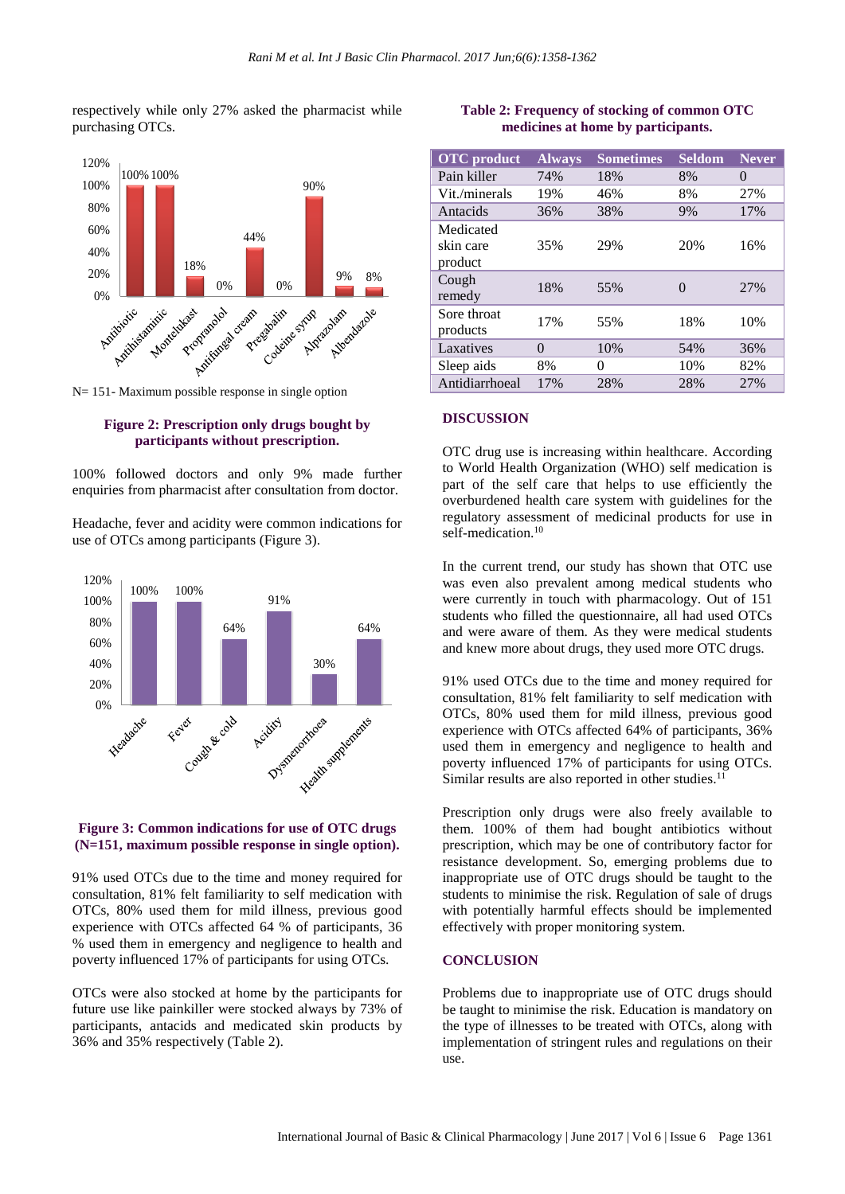respectively while only 27% asked the pharmacist while purchasing OTCs.

N= 151- Maximum possible response in single option

**Figure 2: Prescription only drugs bought by participants without prescription.**

100% followed doctors and only 9% made further enquiries from pharmacist after consultation from doctor.

Headache, fever and acidity were common indications for use of OTCs among participants (Figure 3).

**Figure 3: Common indications for use of OTC drugs (N=151, maximum possible response in single option).**

91% used OTCs due to the time and money required for consultation, 81% felt familiarity to self medication with OTCs, 80% used them for mild illness, previous good experience with OTCs affected 64 % of participants, 36 % used them in emergency and negligence to health and poverty influenced 17% of participants for using OTCs.

OTCs were also stocked at home by the participants for future use like painkiller were stocked always by 73% of participants, antacids and medicated skin products by 36% and 35% respectively (Table 2).

**Table 2: Frequency of stocking of common OTC medicines at home by participants.**

| OTC product | Always | Sometimes | Seldom | Never |
| --- | --- | --- | --- | --- |
| Pain killer | 74% | 18% | 8% | 0 |
| Vit./minerals | 19% | 46% | 8% | 27% |
| Antacids | 36% | 38% | 9% | 17% |
| Medicated skin care product | 35% | 29% | 20% | 16% |
| Cough remedy | 18% | 55% | 0 | 27% |
| Sore throat products | 17% | 55% | 18% | 10% |
| Laxatives | 0 | 10% | 54% | 36% |
| Sleep aids | 8% | 0 | 10% | 82% |
| Antidiarrhoeal | 17% | 28% | 28% | 27% |

## DISCUSSION

OTC drug use is increasing within healthcare. According to World Health Organization (WHO) self medication is part of the self care that helps to use efficiently the overburdened health care system with guidelines for the regulatory assessment of medicinal products for use in self-medication.[10]

In the current trend, our study has shown that OTC use was even also prevalent among medical students who were currently in touch with pharmacology. Out of 151 students who filled the questionnaire, all had used OTCs and were aware of them. As they were medical students and knew more about drugs, they used more OTC drugs.

91% used OTCs due to the time and money required for consultation, 81% felt familiarity to self medication with OTCs, 80% used them for mild illness, previous good experience with OTCs affected 64% of participants, 36% used them in emergency and negligence to health and poverty influenced 17% of participants for using OTCs. Similar results are also reported in other studies.[11]

Prescription only drugs were also freely available to them. 100% of them had bought antibiotics without prescription, which may be one of contributory factor for resistance development. So, emerging problems due to inappropriate use of OTC drugs should be taught to the students to minimise the risk. Regulation of sale of drugs with potentially harmful effects should be implemented effectively with proper monitoring system.

## CONCLUSION

Problems due to inappropriate use of OTC drugs should be taught to minimise the risk. Education is mandatory on the type of illnesses to be treated with OTCs, along with implementation of stringent rules and regulations on their use.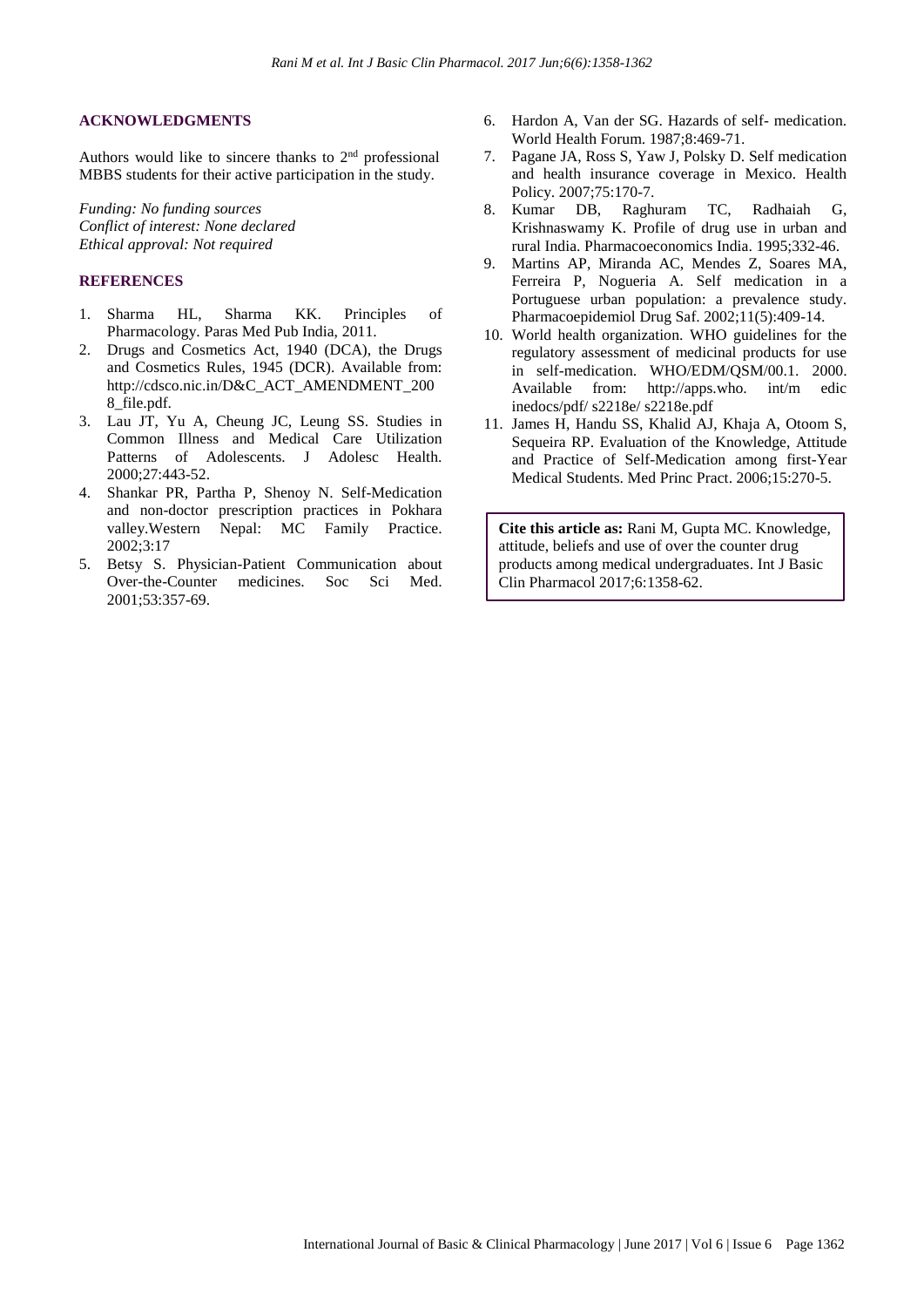## ACKNOWLEDGMENTS

Authors would like to sincere thanks to 2nd professional MBBS students for their active participation in the study.

*Funding: No funding sources*
*Conflict of interest: None declared*
*Ethical approval: Not required*

## REFERENCES

1. Sharma HL, Sharma KK. Principles of Pharmacology. Paras Med Pub India, 2011.
2. Drugs and Cosmetics Act, 1940 (DCA), the Drugs and Cosmetics Rules, 1945 (DCR). Available from: http://cdsco.nic.in/D&C_ACT_AMENDMENT_2008_file.pdf.
3. Lau JT, Yu A, Cheung JC, Leung SS. Studies in Common Illness and Medical Care Utilization Patterns of Adolescents. J Adolesc Health. 2000;27:443-52.
4. Shankar PR, Partha P, Shenoy N. Self-Medication and non-doctor prescription practices in Pokhara valley.Western Nepal: MC Family Practice. 2002;3:17
5. Betsy S. Physician-Patient Communication about Over-the-Counter medicines. Soc Sci Med. 2001;53:357-69.
6. Hardon A, Van der SG. Hazards of self- medication. World Health Forum. 1987;8:469-71.
7. Pagane JA, Ross S, Yaw J, Polsky D. Self medication and health insurance coverage in Mexico. Health Policy. 2007;75:170-7.
8. Kumar DB, Raghuram TC, Radhaiah G, Krishnaswamy K. Profile of drug use in urban and rural India. Pharmacoeconomics India. 1995;332-46.
9. Martins AP, Miranda AC, Mendes Z, Soares MA, Ferreira P, Nogueria A. Self medication in a Portuguese urban population: a prevalence study. Pharmacoepidemiol Drug Saf. 2002;11(5):409-14.
10. World health organization. WHO guidelines for the regulatory assessment of medicinal products for use in self-medication. WHO/EDM/QSM/00.1. 2000. Available from: http://apps.who. int/m edic inedocs/pdf/ s2218e/ s2218e.pdf
11. James H, Handu SS, Khalid AJ, Khaja A, Otoom S, Sequeira RP. Evaluation of the Knowledge, Attitude and Practice of Self-Medication among first-Year Medical Students. Med Princ Pract. 2006;15:270-5.

**Cite this article as:** Rani M, Gupta MC. Knowledge, attitude, beliefs and use of over the counter drug products among medical undergraduates. Int J Basic Clin Pharmacol 2017;6:1358-62.